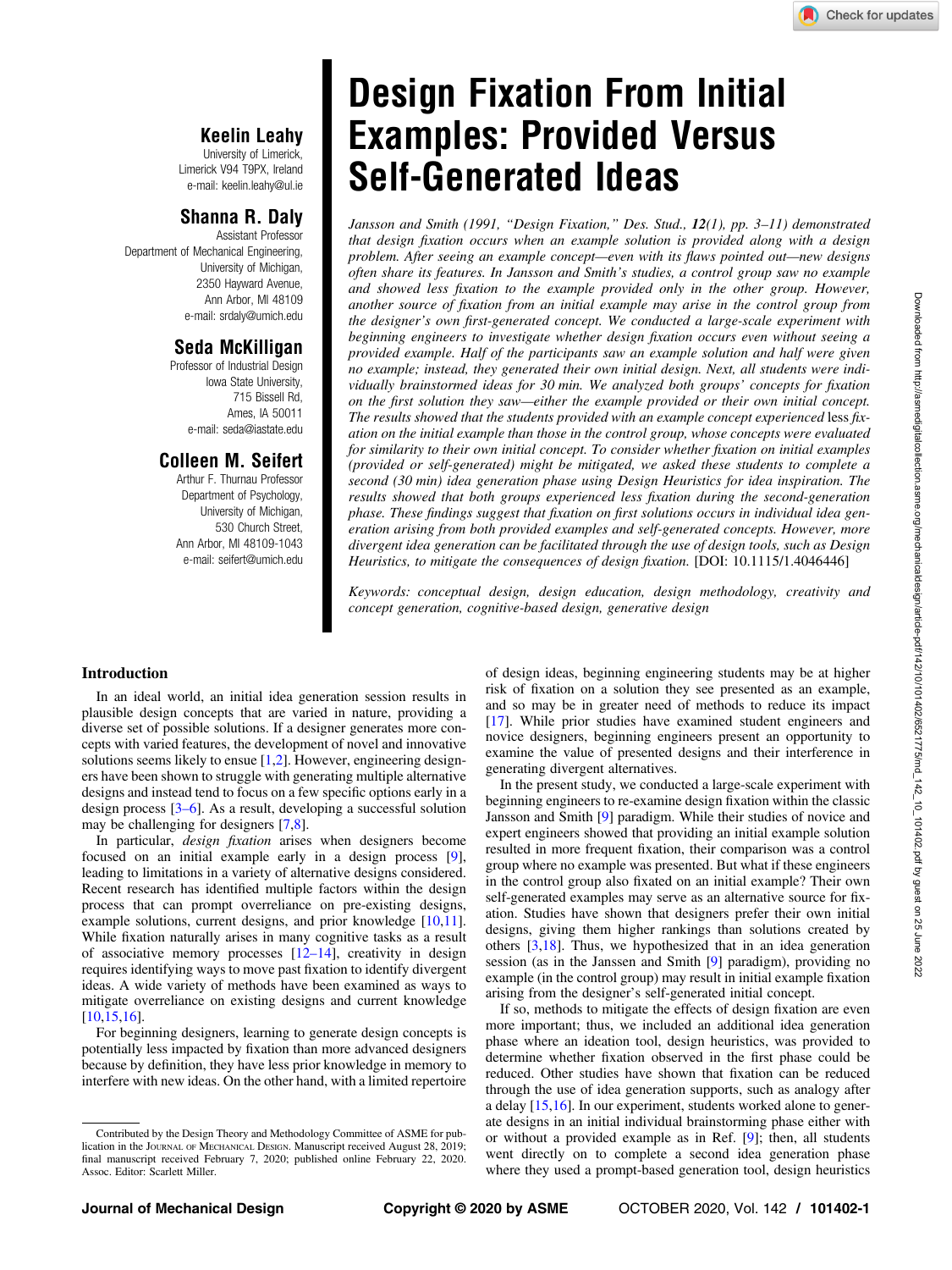# Design Fixation From Initial Examples: Provided Versus Self-Generated Ideas

**Keelin Leahy**
University of Limerick,
Limerick V94 T9PX, Ireland
e-mail: keelin.leahy@ul.ie

**Shanna R. Daly**
Assistant Professor
Department of Mechanical Engineering,
University of Michigan,
2350 Hayward Avenue,
Ann Arbor, MI 48109
e-mail: srdaly@umich.edu

**Seda McKilligan**
Professor of Industrial Design
Iowa State University,
715 Bissell Rd,
Ames, IA 50011
e-mail: seda@iastate.edu

**Colleen M. Seifert**
Arthur F. Thurnau Professor
Department of Psychology,
University of Michigan,
530 Church Street,
Ann Arbor, MI 48109-1043
e-mail: seifert@umich.edu

*Jansson and Smith (1991, "Design Fixation," Des. Stud.,* ***12****(1), pp. 3–11) demonstrated that design fixation occurs when an example solution is provided along with a design problem. After seeing an example concept—even with its flaws pointed out—new designs often share its features. In Jansson and Smith's studies, a control group saw no example and showed less fixation to the example provided only in the other group. However, another source of fixation from an initial example may arise in the control group from the designer's own first-generated concept. We conducted a large-scale experiment with beginning engineers to investigate whether design fixation occurs even without seeing a provided example. Half of the participants saw an example solution and half were given no example; instead, they generated their own initial design. Next, all students were individually brainstormed ideas for 30 min. We analyzed both groups' concepts for fixation on the first solution they saw—either the example provided or their own initial concept. The results showed that the students provided with an example concept experienced* less *fixation on the initial example than those in the control group, whose concepts were evaluated for similarity to their own initial concept. To consider whether fixation on initial examples (provided or self-generated) might be mitigated, we asked these students to complete a second (30 min) idea generation phase using Design Heuristics for idea inspiration. The results showed that both groups experienced less fixation during the second-generation phase. These findings suggest that fixation on first solutions occurs in individual idea generation arising from both provided examples and self-generated concepts. However, more divergent idea generation can be facilitated through the use of design tools, such as Design Heuristics, to mitigate the consequences of design fixation.* [DOI: 10.1115/1.4046446]

*Keywords: conceptual design, design education, design methodology, creativity and concept generation, cognitive-based design, generative design*

## Introduction

In an ideal world, an initial idea generation session results in plausible design concepts that are varied in nature, providing a diverse set of possible solutions. If a designer generates more concepts with varied features, the development of novel and innovative solutions seems likely to ensue [1,2]. However, engineering designers have been shown to struggle with generating multiple alternative designs and instead tend to focus on a few specific options early in a design process [3–6]. As a result, developing a successful solution may be challenging for designers [7,8].

In particular, *design fixation* arises when designers become focused on an initial example early in a design process [9], leading to limitations in a variety of alternative designs considered. Recent research has identified multiple factors within the design process that can prompt overreliance on pre-existing designs, example solutions, current designs, and prior knowledge [10,11]. While fixation naturally arises in many cognitive tasks as a result of associative memory processes [12–14], creativity in design requires identifying ways to move past fixation to identify divergent ideas. A wide variety of methods have been examined as ways to mitigate overreliance on existing designs and current knowledge [10,15,16].

For beginning designers, learning to generate design concepts is potentially less impacted by fixation than more advanced designers because by definition, they have less prior knowledge in memory to interfere with new ideas. On the other hand, with a limited repertoire of design ideas, beginning engineering students may be at higher risk of fixation on a solution they see presented as an example, and so may be in greater need of methods to reduce its impact [17]. While prior studies have examined student engineers and novice designers, beginning engineers present an opportunity to examine the value of presented designs and their interference in generating divergent alternatives.

In the present study, we conducted a large-scale experiment with beginning engineers to re-examine design fixation within the classic Jansson and Smith [9] paradigm. While their studies of novice and expert engineers showed that providing an initial example solution resulted in more frequent fixation, their comparison was a control group where no example was presented. But what if these engineers in the control group also fixated on an initial example? Their own self-generated examples may serve as an alternative source for fixation. Studies have shown that designers prefer their own initial designs, giving them higher rankings than solutions created by others [3,18]. Thus, we hypothesized that in an idea generation session (as in the Janssen and Smith [9] paradigm), providing no example (in the control group) may result in initial example fixation arising from the designer's self-generated initial concept.

If so, methods to mitigate the effects of design fixation are even more important; thus, we included an additional idea generation phase where an ideation tool, design heuristics, was provided to determine whether fixation observed in the first phase could be reduced. Other studies have shown that fixation can be reduced through the use of idea generation supports, such as analogy after a delay [15,16]. In our experiment, students worked alone to generate designs in an initial individual brainstorming phase either with or without a provided example as in Ref. [9]; then, all students went directly on to complete a second idea generation phase where they used a prompt-based generation tool, design heuristics

---

Contributed by the Design Theory and Methodology Committee of ASME for publication in the Journal of Mechanical Design. Manuscript received August 28, 2019; final manuscript received February 7, 2020; published online February 22, 2020. Assoc. Editor: Scarlett Miller.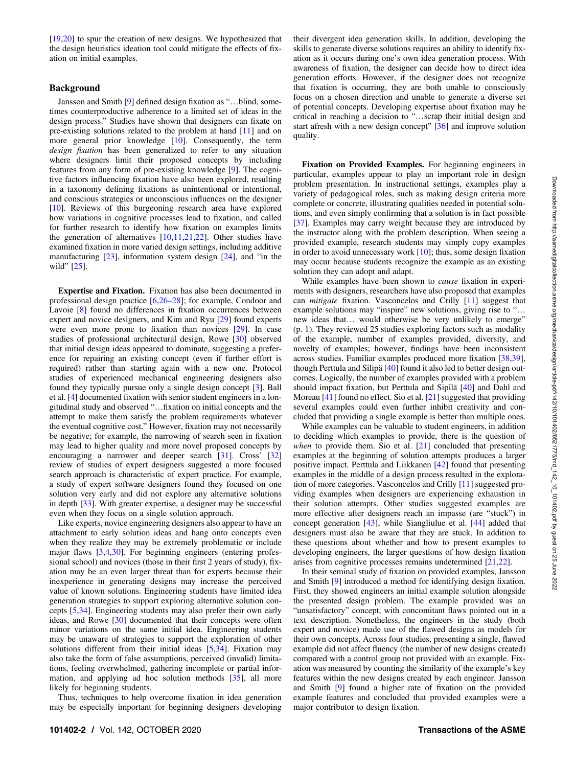[19,20] to spur the creation of new designs. We hypothesized that the design heuristics ideation tool could mitigate the effects of fixation on initial examples.

## Background

Jansson and Smith [9] defined design fixation as "…blind, sometimes counterproductive adherence to a limited set of ideas in the design process." Studies have shown that designers can fixate on pre-existing solutions related to the problem at hand [11] and on more general prior knowledge [10]. Consequently, the term *design fixation* has been generalized to refer to any situation where designers limit their proposed concepts by including features from any form of pre-existing knowledge [9]. The cognitive factors influencing fixation have also been explored, resulting in a taxonomy defining fixations as unintentional or intentional, and conscious strategies or unconscious influences on the designer [10]. Reviews of this burgeoning research area have explored how variations in cognitive processes lead to fixation, and called for further research to identify how fixation on examples limits the generation of alternatives [10,11,21,22]. Other studies have examined fixation in more varied design settings, including additive manufacturing [23], information system design [24], and "in the wild" [25].

**Expertise and Fixation.** Fixation has also been documented in professional design practice [6,26–28]; for example, Condoor and Lavoie [8] found no differences in fixation occurrences between expert and novice designers, and Kim and Ryu [29] found experts were even more prone to fixation than novices [29]. In case studies of professional architectural design, Rowe [30] observed that initial design ideas appeared to dominate, suggesting a preference for repairing an existing concept (even if further effort is required) rather than starting again with a new one. Protocol studies of experienced mechanical engineering designers also found they typically pursue only a single design concept [3]. Ball et al. [4] documented fixation with senior student engineers in a longitudinal study and observed "…fixation on initial concepts and the attempt to make them satisfy the problem requirements whatever the eventual cognitive cost." However, fixation may not necessarily be negative; for example, the narrowing of search seen in fixation may lead to higher quality and more novel proposed concepts by encouraging a narrower and deeper search [31]. Cross' [32] review of studies of expert designers suggested a more focused search approach is characteristic of expert practice. For example, a study of expert software designers found they focused on one solution very early and did not explore any alternative solutions in depth [33]. With greater expertise, a designer may be successful even when they focus on a single solution approach.

Like experts, novice engineering designers also appear to have an attachment to early solution ideas and hang onto concepts even when they realize they may be extremely problematic or include major flaws [3,4,30]. For beginning engineers (entering professional school) and novices (those in their first 2 years of study), fixation may be an even larger threat than for experts because their inexperience in generating designs may increase the perceived value of known solutions. Engineering students have limited idea generation strategies to support exploring alternative solution concepts [5,34]. Engineering students may also prefer their own early ideas, and Rowe [30] documented that their concepts were often minor variations on the same initial idea. Engineering students may be unaware of strategies to support the exploration of other solutions different from their initial ideas [5,34]. Fixation may also take the form of false assumptions, perceived (invalid) limitations, feeling overwhelmed, gathering incomplete or partial information, and applying ad hoc solution methods [35], all more likely for beginning students.

Thus, techniques to help overcome fixation in idea generation may be especially important for beginning designers developing their divergent idea generation skills. In addition, developing the skills to generate diverse solutions requires an ability to identify fixation as it occurs during one's own idea generation process. With awareness of fixation, the designer can decide how to direct idea generation efforts. However, if the designer does not recognize that fixation is occurring, they are both unable to consciously focus on a chosen direction and unable to generate a diverse set of potential concepts. Developing expertise about fixation may be critical in reaching a decision to "…scrap their initial design and start afresh with a new design concept" [36] and improve solution quality.

**Fixation on Provided Examples.** For beginning engineers in particular, examples appear to play an important role in design problem presentation. In instructional settings, examples play a variety of pedagogical roles, such as making design criteria more complete or concrete, illustrating qualities needed in potential solutions, and even simply confirming that a solution is in fact possible [37]. Examples may carry weight because they are introduced by the instructor along with the problem description. When seeing a provided example, research students may simply copy examples in order to avoid unnecessary work [10]; thus, some design fixation may occur because students recognize the example as an existing solution they can adopt and adapt.

While examples have been shown to *cause* fixation in experiments with designers, researchers have also proposed that examples can *mitigate* fixation. Vasconcelos and Crilly [11] suggest that example solutions may "inspire" new solutions, giving rise to "…new ideas that… would otherwise be very unlikely to emerge" (p. 1). They reviewed 25 studies exploring factors such as modality of the example, number of examples provided, diversity, and novelty of examples; however, findings have been inconsistent across studies. Familiar examples produced more fixation [38,39], though Perttula and Silipä [40] found it also led to better design outcomes. Logically, the number of examples provided with a problem should impact fixation, but Perttula and Sipilä [40] and Dahl and Moreau [41] found no effect. Sio et al. [21] suggested that providing several examples could even further inhibit creativity and concluded that providing a single example is better than multiple ones.

While examples can be valuable to student engineers, in addition to deciding which examples to provide, there is the question of *when* to provide them. Sio et al. [21] concluded that presenting examples at the beginning of solution attempts produces a larger positive impact. Perttula and Liikkanen [42] found that presenting examples in the middle of a design process resulted in the exploration of more categories. Vasconcelos and Crilly [11] suggested providing examples when designers are experiencing exhaustion in their solution attempts. Other studies suggested examples are more effective after designers reach an impasse (are "stuck") in concept generation [43], while Siangliulue et al. [44] added that designers must also be aware that they are stuck. In addition to these questions about whether and how to present examples to developing engineers, the larger questions of how design fixation arises from cognitive processes remains undetermined [21,22].

In their seminal study of fixation on provided examples, Jansson and Smith [9] introduced a method for identifying design fixation. First, they showed engineers an initial example solution alongside the presented design problem. The example provided was an "unsatisfactory" concept, with concomitant flaws pointed out in a text description. Nonetheless, the engineers in the study (both expert and novice) made use of the flawed designs as models for their own concepts. Across four studies, presenting a single, flawed example did not affect fluency (the number of new designs created) compared with a control group not provided with an example. Fixation was measured by counting the similarity of the example's key features within the new designs created by each engineer. Jansson and Smith [9] found a higher rate of fixation on the provided example features and concluded that provided examples were a major contributor to design fixation.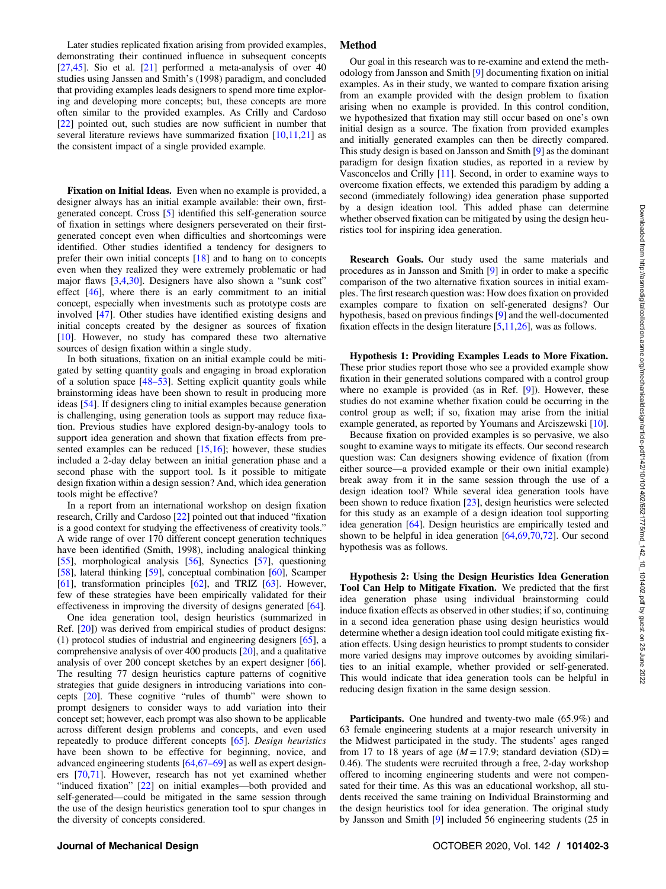Later studies replicated fixation arising from provided examples, demonstrating their continued influence in subsequent concepts [27,45]. Sio et al. [21] performed a meta-analysis of over 40 studies using Janssen and Smith's (1998) paradigm, and concluded that providing examples leads designers to spend more time exploring and developing more concepts; but, these concepts are more often similar to the provided examples. As Crilly and Cardoso [22] pointed out, such studies are now sufficient in number that several literature reviews have summarized fixation [10,11,21] as the consistent impact of a single provided example.

**Fixation on Initial Ideas.** Even when no example is provided, a designer always has an initial example available: their own, first-generated concept. Cross [5] identified this self-generation source of fixation in settings where designers perseverated on their first-generated concept even when difficulties and shortcomings were identified. Other studies identified a tendency for designers to prefer their own initial concepts [18] and to hang on to concepts even when they realized they were extremely problematic or had major flaws [3,4,30]. Designers have also shown a "sunk cost" effect [46], where there is an early commitment to an initial concept, especially when investments such as prototype costs are involved [47]. Other studies have identified existing designs and initial concepts created by the designer as sources of fixation [10]. However, no study has compared these two alternative sources of design fixation within a single study.

In both situations, fixation on an initial example could be mitigated by setting quantity goals and engaging in broad exploration of a solution space [48–53]. Setting explicit quantity goals while brainstorming ideas have been shown to result in producing more ideas [54]. If designers cling to initial examples because generation is challenging, using generation tools as support may reduce fixation. Previous studies have explored design-by-analogy tools to support idea generation and shown that fixation effects from presented examples can be reduced [15,16]; however, these studies included a 2-day delay between an initial generation phase and a second phase with the support tool. Is it possible to mitigate design fixation within a design session? And, which idea generation tools might be effective?

In a report from an international workshop on design fixation research, Crilly and Cardoso [22] pointed out that induced "fixation is a good context for studying the effectiveness of creativity tools." A wide range of over 170 different concept generation techniques have been identified (Smith, 1998), including analogical thinking [55], morphological analysis [56], Synectics [57], questioning [58], lateral thinking [59], conceptual combination [60], Scamper [61], transformation principles [62], and TRIZ [63]. However, few of these strategies have been empirically validated for their effectiveness in improving the diversity of designs generated [64].

One idea generation tool, design heuristics (summarized in Ref. [20]) was derived from empirical studies of product designs: (1) protocol studies of industrial and engineering designers [65], a comprehensive analysis of over 400 products [20], and a qualitative analysis of over 200 concept sketches by an expert designer [66]. The resulting 77 design heuristics capture patterns of cognitive strategies that guide designers in introducing variations into concepts [20]. These cognitive "rules of thumb" were shown to prompt designers to consider ways to add variation into their concept set; however, each prompt was also shown to be applicable across different design problems and concepts, and even used repeatedly to produce different concepts [65]. *Design heuristics* have been shown to be effective for beginning, novice, and advanced engineering students [64,67–69] as well as expert designers [70,71]. However, research has not yet examined whether "induced fixation" [22] on initial examples—both provided and self-generated—could be mitigated in the same session through the use of the design heuristics generation tool to spur changes in the diversity of concepts considered.

## Method

Our goal in this research was to re-examine and extend the methodology from Jansson and Smith [9] documenting fixation on initial examples. As in their study, we wanted to compare fixation arising from an example provided with the design problem to fixation arising when no example is provided. In this control condition, we hypothesized that fixation may still occur based on one's own initial design as a source. The fixation from provided examples and initially generated examples can then be directly compared. This study design is based on Jansson and Smith [9] as the dominant paradigm for design fixation studies, as reported in a review by Vasconcelos and Crilly [11]. Second, in order to examine ways to overcome fixation effects, we extended this paradigm by adding a second (immediately following) idea generation phase supported by a design ideation tool. This added phase can determine whether observed fixation can be mitigated by using the design heuristics tool for inspiring idea generation.

**Research Goals.** Our study used the same materials and procedures as in Jansson and Smith [9] in order to make a specific comparison of the two alternative fixation sources in initial examples. The first research question was: How does fixation on provided examples compare to fixation on self-generated designs? Our hypothesis, based on previous findings [9] and the well-documented fixation effects in the design literature [5,11,26], was as follows.

**Hypothesis 1: Providing Examples Leads to More Fixation.** These prior studies report those who see a provided example show fixation in their generated solutions compared with a control group where no example is provided (as in Ref. [9]). However, these studies do not examine whether fixation could be occurring in the control group as well; if so, fixation may arise from the initial example generated, as reported by Youmans and Arciszewski [10].

Because fixation on provided examples is so pervasive, we also sought to examine ways to mitigate its effects. Our second research question was: Can designers showing evidence of fixation (from either source—a provided example or their own initial example) break away from it in the same session through the use of a design ideation tool? While several idea generation tools have been shown to reduce fixation [23], design heuristics were selected for this study as an example of a design ideation tool supporting idea generation [64]. Design heuristics are empirically tested and shown to be helpful in idea generation [64,69,70,72]. Our second hypothesis was as follows.

**Hypothesis 2: Using the Design Heuristics Idea Generation Tool Can Help to Mitigate Fixation.** We predicted that the first idea generation phase using individual brainstorming could induce fixation effects as observed in other studies; if so, continuing in a second idea generation phase using design heuristics would determine whether a design ideation tool could mitigate existing fixation effects. Using design heuristics to prompt students to consider more varied designs may improve outcomes by avoiding similarities to an initial example, whether provided or self-generated. This would indicate that idea generation tools can be helpful in reducing design fixation in the same design session.

**Participants.** One hundred and twenty-two male (65.9%) and 63 female engineering students at a major research university in the Midwest participated in the study. The students' ages ranged from 17 to 18 years of age ($M = 17.9$; standard deviation (SD) = 0.46). The students were recruited through a free, 2-day workshop offered to incoming engineering students and were not compensated for their time. As this was an educational workshop, all students received the same training on Individual Brainstorming and the design heuristics tool for idea generation. The original study by Jansson and Smith [9] included 56 engineering students (25 in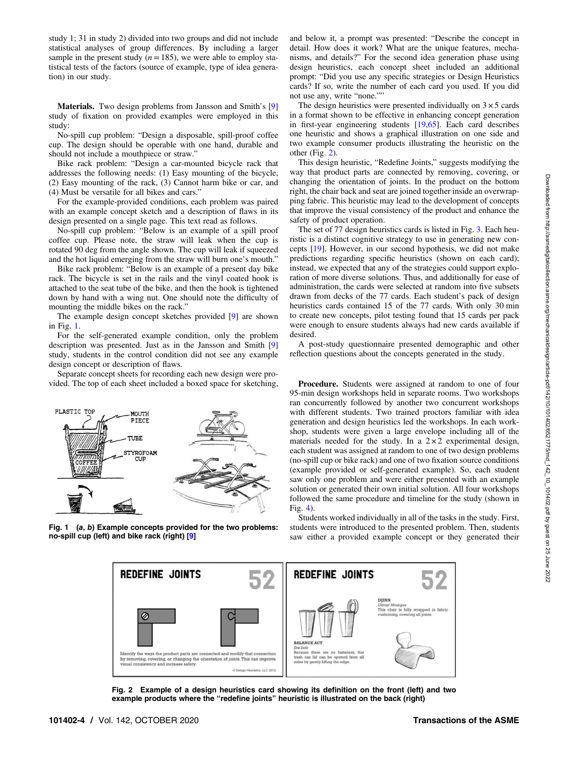study 1; 31 in study 2) divided into two groups and did not include statistical analyses of group differences. By including a larger sample in the present study ($n = 185$), we were able to employ statistical tests of the factors (source of example, type of idea generation) in our study.

**Materials.** Two design problems from Jansson and Smith's [9] study of fixation on provided examples were employed in this study:

No-spill cup problem: "Design a disposable, spill-proof coffee cup. The design should be operable with one hand, durable and should not include a mouthpiece or straw."

Bike rack problem: "Design a car-mounted bicycle rack that addresses the following needs: (1) Easy mounting of the bicycle, (2) Easy mounting of the rack, (3) Cannot harm bike or car, and (4) Must be versatile for all bikes and cars."

For the example-provided conditions, each problem was paired with an example concept sketch and a description of flaws in its design presented on a single page. This text read as follows.

No-spill cup problem: "Below is an example of a spill proof coffee cup. Please note, the straw will leak when the cup is rotated 90 deg from the angle shown. The cup will leak if squeezed and the hot liquid emerging from the straw will burn one's mouth."

Bike rack problem: "Below is an example of a present day bike rack. The bicycle is set in the rails and the vinyl coated hook is attached to the seat tube of the bike, and then the hook is tightened down by hand with a wing nut. One should note the difficulty of mounting the middle bikes on the rack."

The example design concept sketches provided [9] are shown in Fig. 1.

For the self-generated example condition, only the problem description was presented. Just as in the Jansson and Smith [9] study, students in the control condition did not see any example design concept or description of flaws.

Separate concept sheets for recording each new design were provided. The top of each sheet included a boxed space for sketching, and below it, a prompt was presented: "Describe the concept in detail. How does it work? What are the unique features, mechanisms, and details?" For the second idea generation phase using design heuristics, each concept sheet included an additional prompt: "Did you use any specific strategies or Design Heuristics cards? If so, write the number of each card you used. If you did not use any, write "none.""

**Fig. 1 (a, b) Example concepts provided for the two problems: no-spill cup (left) and bike rack (right) [9]**

The design heuristics were presented individually on $3 \times 5$ cards in a format shown to be effective in enhancing concept generation in first-year engineering students [19,65]. Each card describes one heuristic and shows a graphical illustration on one side and two example consumer products illustrating the heuristic on the other (Fig. 2).

This design heuristic, "Redefine Joints," suggests modifying the way that product parts are connected by removing, covering, or changing the orientation of joints. In the product on the bottom right, the chair back and seat are joined together inside an overwrapping fabric. This heuristic may lead to the development of concepts that improve the visual consistency of the product and enhance the safety of product operation.

The set of 77 design heuristics cards is listed in Fig. 3. Each heuristic is a distinct cognitive strategy to use in generating new concepts [19]. However, in our second hypothesis, we did not make predictions regarding specific heuristics (shown on each card); instead, we expected that any of the strategies could support exploration of more diverse solutions. Thus, and additionally for ease of administration, the cards were selected at random into five subsets drawn from decks of the 77 cards. Each student's pack of design heuristics cards contained 15 of the 77 cards. With only 30 min to create new concepts, pilot testing found that 15 cards per pack were enough to ensure students always had new cards available if desired.

A post-study questionnaire presented demographic and other reflection questions about the concepts generated in the study.

**Procedure.** Students were assigned at random to one of four 95-min design workshops held in separate rooms. Two workshops ran concurrently followed by another two concurrent workshops with different students. Two trained proctors familiar with idea generation and design heuristics led the workshops. In each workshop, students were given a large envelope including all of the materials needed for the study. In a $2 \times 2$ experimental design, each student was assigned at random to one of two design problems (no-spill cup or bike rack) and one of two fixation source conditions (example provided or self-generated example). So, each student saw only one problem and were either presented with an example solution or generated their own initial solution. All four workshops followed the same procedure and timeline for the study (shown in Fig. 4).

Students worked individually in all of the tasks in the study. First, students were introduced to the presented problem. Then, students saw either a provided example concept or they generated their

**Fig. 2 Example of a design heuristics card showing its definition on the front (left) and two example products where the "redefine joints" heuristic is illustrated on the back (right)**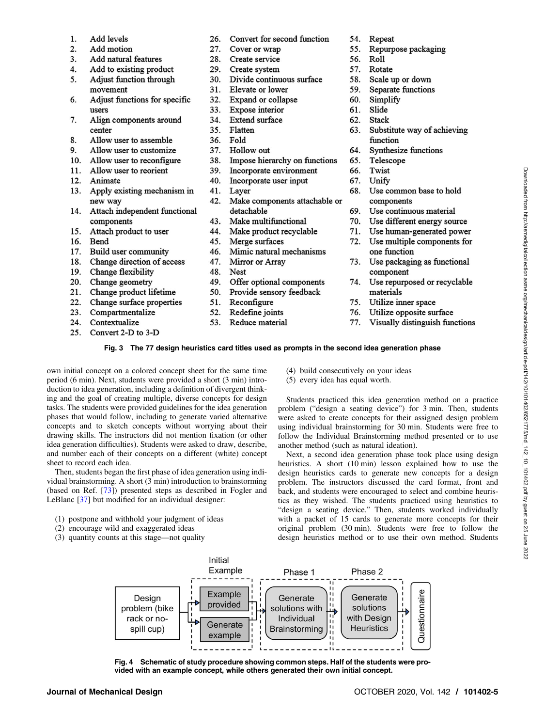1. Add levels
2. Add motion
3. Add natural features
4. Add to existing product
5. Adjust function through movement
6. Adjust functions for specific users
7. Align components around center
8. Allow user to assemble
9. Allow user to customize
10. Allow user to reconfigure
11. Allow user to reorient
12. Animate
13. Apply existing mechanism in new way
14. Attach independent functional components
15. Attach product to user
16. Bend
17. Build user community
18. Change direction of access
19. Change flexibility
20. Change geometry
21. Change product lifetime
22. Change surface properties
23. Compartmentalize
24. Contextualize
25. Convert 2-D to 3-D
26. Convert for second function
27. Cover or wrap
28. Create service
29. Create system
30. Divide continuous surface
31. Elevate or lower
32. Expand or collapse
33. Expose interior
34. Extend surface
35. Flatten
36. Fold
37. Hollow out
38. Impose hierarchy on functions
39. Incorporate environment
40. Incorporate user input
41. Layer
42. Make components attachable or detachable
43. Make multifunctional
44. Make product recyclable
45. Merge surfaces
46. Mimic natural mechanisms
47. Mirror or Array
48. Nest
49. Offer optional components
50. Provide sensory feedback
51. Reconfigure
52. Redefine joints
53. Reduce material
54. Repeat
55. Repurpose packaging
56. Roll
57. Rotate
58. Scale up or down
59. Separate functions
60. Simplify
61. Slide
62. Stack
63. Substitute way of achieving function
64. Synthesize functions
65. Telescope
66. Twist
67. Unify
68. Use common base to hold components
69. Use continuous material
70. Use different energy source
71. Use human-generated power
72. Use multiple components for one function
73. Use packaging as functional component
74. Use repurposed or recyclable materials
75. Utilize inner space
76. Utilize opposite surface
77. Visually distinguish functions

**Fig. 3 The 77 design heuristics card titles used as prompts in the second idea generation phase**

own initial concept on a colored concept sheet for the same time period (6 min). Next, students were provided a short (3 min) introduction to idea generation, including a definition of divergent thinking and the goal of creating multiple, diverse concepts for design tasks. The students were provided guidelines for the idea generation phases that would follow, including to generate varied alternative concepts and to sketch concepts without worrying about their drawing skills. The instructors did not mention fixation (or other idea generation difficulties). Students were asked to draw, describe, and number each of their concepts on a different (white) concept sheet to record each idea.

Then, students began the first phase of idea generation using individual brainstorming. A short (3 min) introduction to brainstorming (based on Ref. [73]) presented steps as described in Fogler and LeBlanc [37] but modified for an individual designer:

(1) postpone and withhold your judgment of ideas
(2) encourage wild and exaggerated ideas
(3) quantity counts at this stage—not quality
(4) build consecutively on your ideas
(5) every idea has equal worth.

Students practiced this idea generation method on a practice problem ("design a seating device") for 3 min. Then, students were asked to create concepts for their assigned design problem using individual brainstorming for 30 min. Students were free to follow the Individual Brainstorming method presented or to use another method (such as natural ideation).

Next, a second idea generation phase took place using design heuristics. A short (10 min) lesson explained how to use the design heuristics cards to generate new concepts for a design problem. The instructors discussed the card format, front and back, and students were encouraged to select and combine heuristics as they wished. The students practiced using heuristics to "design a seating device." Then, students worked individually with a packet of 15 cards to generate more concepts for their original problem (30 min). Students were free to follow the design heuristics method or to use their own method. Students

Design problem (bike rack or no-spill cup) → Initial Example: [Example provided | Generate example] → Phase 1: Generate solutions with Individual Brainstorming → Phase 2: Generate solutions with Design Heuristics → Questionnaire

**Fig. 4 Schematic of study procedure showing common steps. Half of the students were provided with an example concept, while others generated their own initial concept.**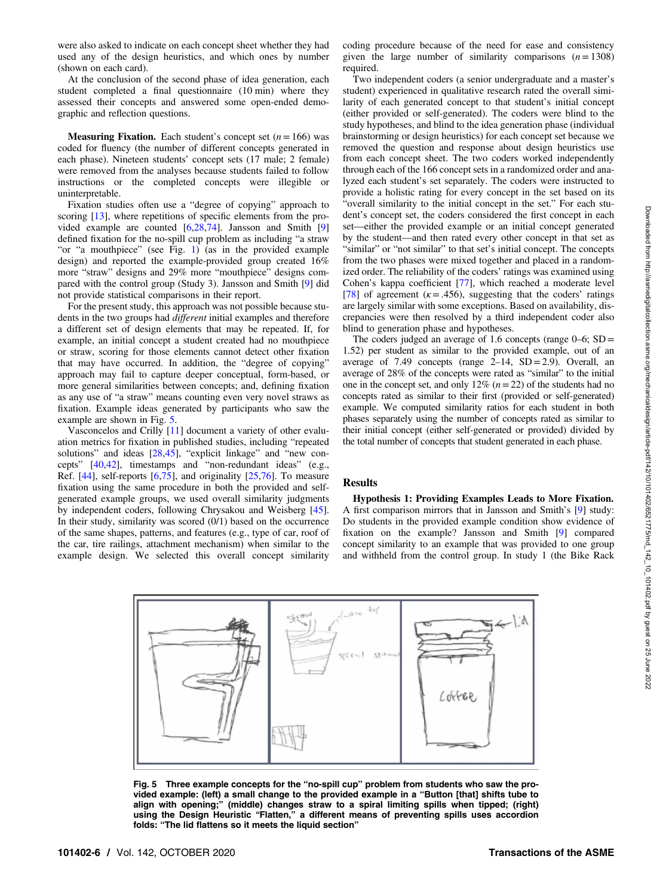were also asked to indicate on each concept sheet whether they had used any of the design heuristics, and which ones by number (shown on each card).

At the conclusion of the second phase of idea generation, each student completed a final questionnaire (10 min) where they assessed their concepts and answered some open-ended demographic and reflection questions.

**Measuring Fixation.** Each student's concept set ($n = 166$) was coded for fluency (the number of different concepts generated in each phase). Nineteen students' concept sets (17 male; 2 female) were removed from the analyses because students failed to follow instructions or the completed concepts were illegible or uninterpretable.

Fixation studies often use a "degree of copying" approach to scoring [13], where repetitions of specific elements from the provided example are counted [6,28,74]. Jansson and Smith [9] defined fixation for the no-spill cup problem as including "a straw "or "a mouthpiece" (see Fig. 1) (as in the provided example design) and reported the example-provided group created 16% more "straw" designs and 29% more "mouthpiece" designs compared with the control group (Study 3). Jansson and Smith [9] did not provide statistical comparisons in their report.

For the present study, this approach was not possible because students in the two groups had *different* initial examples and therefore a different set of design elements that may be repeated. If, for example, an initial concept a student created had no mouthpiece or straw, scoring for those elements cannot detect other fixation that may have occurred. In addition, the "degree of copying" approach may fail to capture deeper conceptual, form-based, or more general similarities between concepts; and, defining fixation as any use of "a straw" means counting even very novel straws as fixation. Example ideas generated by participants who saw the example are shown in Fig. 5.

Vasconcelos and Crilly [11] document a variety of other evaluation metrics for fixation in published studies, including "repeated solutions" and ideas [28,45], "explicit linkage" and "new concepts" [40,42], timestamps and "non-redundant ideas" (e.g., Ref. [44], self-reports [6,75], and originality [25,76]. To measure fixation using the same procedure in both the provided and self-generated example groups, we used overall similarity judgments by independent coders, following Chrysakou and Weisberg [45]. In their study, similarity was scored (0/1) based on the occurrence of the same shapes, patterns, and features (e.g., type of car, roof of the car, tire railings, attachment mechanism) when similar to the example design. We selected this overall concept similarity coding procedure because of the need for ease and consistency given the large number of similarity comparisons ($n = 1308$) required.

Two independent coders (a senior undergraduate and a master's student) experienced in qualitative research rated the overall similarity of each generated concept to that student's initial concept (either provided or self-generated). The coders were blind to the study hypotheses, and blind to the idea generation phase (individual brainstorming or design heuristics) for each concept set because we removed the question and response about design heuristics use from each concept sheet. The two coders worked independently through each of the 166 concept sets in a randomized order and analyzed each student's set separately. The coders were instructed to provide a holistic rating for every concept in the set based on its "overall similarity to the initial concept in the set." For each student's concept set, the coders considered the first concept in each set—either the provided example or an initial concept generated by the student—and then rated every other concept in that set as "similar" or "not similar" to that set's initial concept. The concepts from the two phases were mixed together and placed in a randomized order. The reliability of the coders' ratings was examined using Cohen's kappa coefficient [77], which reached a moderate level [78] of agreement ($\kappa = .456$), suggesting that the coders' ratings are largely similar with some exceptions. Based on availability, discrepancies were then resolved by a third independent coder also blind to generation phase and hypotheses.

The coders judged an average of 1.6 concepts (range 0–6; SD = 1.52) per student as similar to the provided example, out of an average of 7.49 concepts (range 2–14, SD = 2.9). Overall, an average of 28% of the concepts were rated as "similar" to the initial one in the concept set, and only 12% ($n = 22$) of the students had no concepts rated as similar to their first (provided or self-generated) example. We computed similarity ratios for each student in both phases separately using the number of concepts rated as similar to their initial concept (either self-generated or provided) divided by the total number of concepts that student generated in each phase.

## Results

**Hypothesis 1: Providing Examples Leads to More Fixation.** A first comparison mirrors that in Jansson and Smith's [9] study: Do students in the provided example condition show evidence of fixation on the example? Jansson and Smith [9] compared concept similarity to an example that was provided to one group and withheld from the control group. In study 1 (the Bike Rack

**Fig. 5 Three example concepts for the "no-spill cup" problem from students who saw the provided example: (left) a small change to the provided example in a "Button [that] shifts tube to align with opening;" (middle) changes straw to a spiral limiting spills when tipped; (right) using the Design Heuristic "Flatten," a different means of preventing spills uses accordion folds: "The lid flattens so it meets the liquid section"**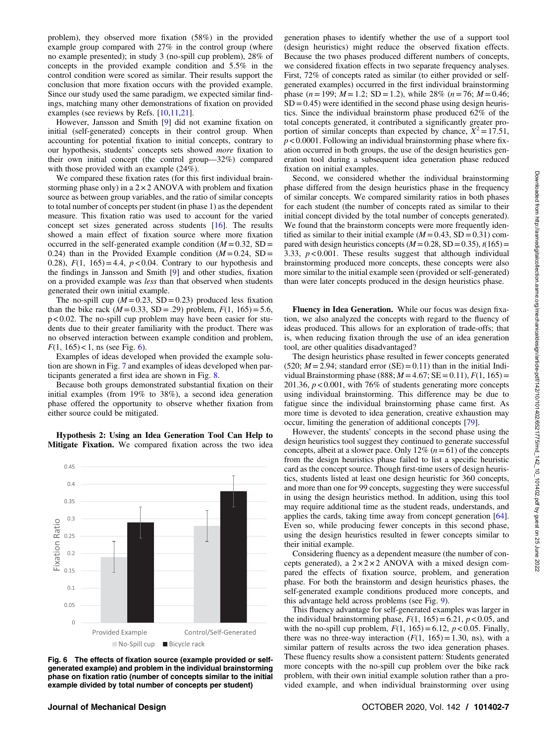problem), they observed more fixation (58%) in the provided example group compared with 27% in the control group (where no example presented); in study 3 (no-spill cup problem), 28% of concepts in the provided example condition and 5.5% in the control condition were scored as similar. Their results support the conclusion that more fixation occurs with the provided example. Since our study used the same paradigm, we expected similar findings, matching many other demonstrations of fixation on provided examples (see reviews by Refs. [10,11,21]).

However, Jansson and Smith [9] did not examine fixation on initial (self-generated) concepts in their control group. When accounting for potential fixation to initial concepts, contrary to our hypothesis, students' concepts sets showed *more* fixation to their own initial concept (the control group—32%) compared with those provided with an example (24%).

We compared these fixation rates (for this first individual brainstorming phase only) in a $2 \times 2$ ANOVA with problem and fixation source as between group variables, and the ratio of similar concepts to total number of concepts per student (in phase 1) as the dependent measure. This fixation ratio was used to account for the varied concept set sizes generated across students [16]. The results showed a main effect of fixation source where more fixation occurred in the self-generated example condition ($M = 0.32$, $SD = 0.24$) than in the Provided Example condition ($M = 0.24$, $SD = 0.28$), $F(1, 165) = 4.4$, $p < 0.04$. Contrary to our hypothesis and the findings in Jansson and Smith [9] and other studies, fixation on a provided example was *less* than that observed when students generated their own initial example.

The no-spill cup ($M = 0.23$, $SD = 0.23$) produced less fixation than the bike rack ($M = 0.33$, $SD = .29$) problem, $F(1, 165) = 5.6$, $p < 0.02$. The no-spill cup problem may have been easier for students due to their greater familiarity with the product. There was no observed interaction between example condition and problem, $F(1, 165) < 1$, ns (see Fig. 6).

Examples of ideas developed when provided the example solution are shown in Fig. 7 and examples of ideas developed when participants generated a first idea are shown in Fig. 8.

Because both groups demonstrated substantial fixation on their initial examples (from 19% to 38%), a second idea generation phase offered the opportunity to observe whether fixation from either source could be mitigated.

**Hypothesis 2: Using an Idea Generation Tool Can Help to Mitigate Fixation.** We compared fixation across the two idea generation phases to identify whether the use of a support tool (design heuristics) might reduce the observed fixation effects. Because the two phases produced different numbers of concepts, we considered fixation effects in two separate frequency analyses. First, 72% of concepts rated as similar (to either provided or self-generated examples) occurred in the first individual brainstorming phase ($n = 199$; $M = 1.2$; $SD = 1.2$), while 28% ($n = 76$; $M = 0.46$; $SD = 0.45$) were identified in the second phase using design heuristics. Since the individual brainstorm phase produced 62% of the total concepts generated, it contributed a significantly greater proportion of similar concepts than expected by chance, $X^2 = 17.51$, $p < 0.0001$. Following an individual brainstorming phase where fixation occurred in both groups, the use of the design heuristics generation tool during a subsequent idea generation phase reduced fixation on initial examples.

Second, we considered whether the individual brainstorming phase differed from the design heuristics phase in the frequency of similar concepts. We compared similarity ratios in both phases for each student (the number of concepts rated as similar to their initial concept divided by the total number of concepts generated). We found that the brainstorm concepts were more frequently identified as similar to their initial example ($M = 0.43$, $SD = 0.31$) compared with design heuristics concepts ($M = 0.28$, $SD = 0.35$), $t(165) = 3.33$, $p < 0.001$. These results suggest that although individual brainstorming produced more concepts, these concepts were also more similar to the initial example seen (provided or self-generated) than were later concepts produced in the design heuristics phase.

Fig. 6 The effects of fixation source (example provided or self-generated example) and problem in the individual brainstorming phase on fixation ratio (number of concepts similar to the initial example divided by total number of concepts per student)

**Fluency in Idea Generation.** While our focus was design fixation, we also analyzed the concepts with regard to the fluency of ideas produced. This allows for an exploration of trade-offs; that is, when reducing fixation through the use of an idea generation tool, are other qualities disadvantaged?

The design heuristics phase resulted in fewer concepts generated (520; $M = 2.94$; standard error (SE) = 0.11) than in the initial Individual Brainstorming phase (888; $M = 4.67$; $SE = 0.11$), $F(1, 165) = 201.36$, $p < 0.001$, with 76% of students generating more concepts using individual brainstorming. This difference may be due to fatigue since the individual brainstorming phase came first. As more time is devoted to idea generation, creative exhaustion may occur, limiting the generation of additional concepts [79].

However, the students' concepts in the second phase using the design heuristics tool suggest they continued to generate successful concepts, albeit at a slower pace. Only 12% ($n = 61$) of the concepts from the design heuristics phase failed to list a specific heuristic card as the concept source. Though first-time users of design heuristics, students listed at least one design heuristic for 360 concepts, and more than one for 99 concepts, suggesting they were successful in using the design heuristics method. In addition, using this tool may require additional time as the student reads, understands, and applies the cards, taking time away from concept generation [64]. Even so, while producing fewer concepts in this second phase, using the design heuristics resulted in fewer concepts similar to their initial example.

Considering fluency as a dependent measure (the number of concepts generated), a $2 \times 2 \times 2$ ANOVA with a mixed design compared the effects of fixation source, problem, and generation phase. For both the brainstorm and design heuristics phases, the self-generated example conditions produced more concepts, and this advantage held across problems (see Fig. 9).

This fluency advantage for self-generated examples was larger in the individual brainstorming phase, $F(1, 165) = 6.21$, $p < 0.05$, and with the no-spill cup problem, $F(1, 165) = 6.12$, $p < 0.05$. Finally, there was no three-way interaction ($F(1, 165) = 1.30$, ns), with a similar pattern of results across the two idea generation phases. These fluency results show a consistent pattern: Students generated more concepts with the no-spill cup problem over the bike rack problem, with their own initial example solution rather than a provided example, and when individual brainstorming over using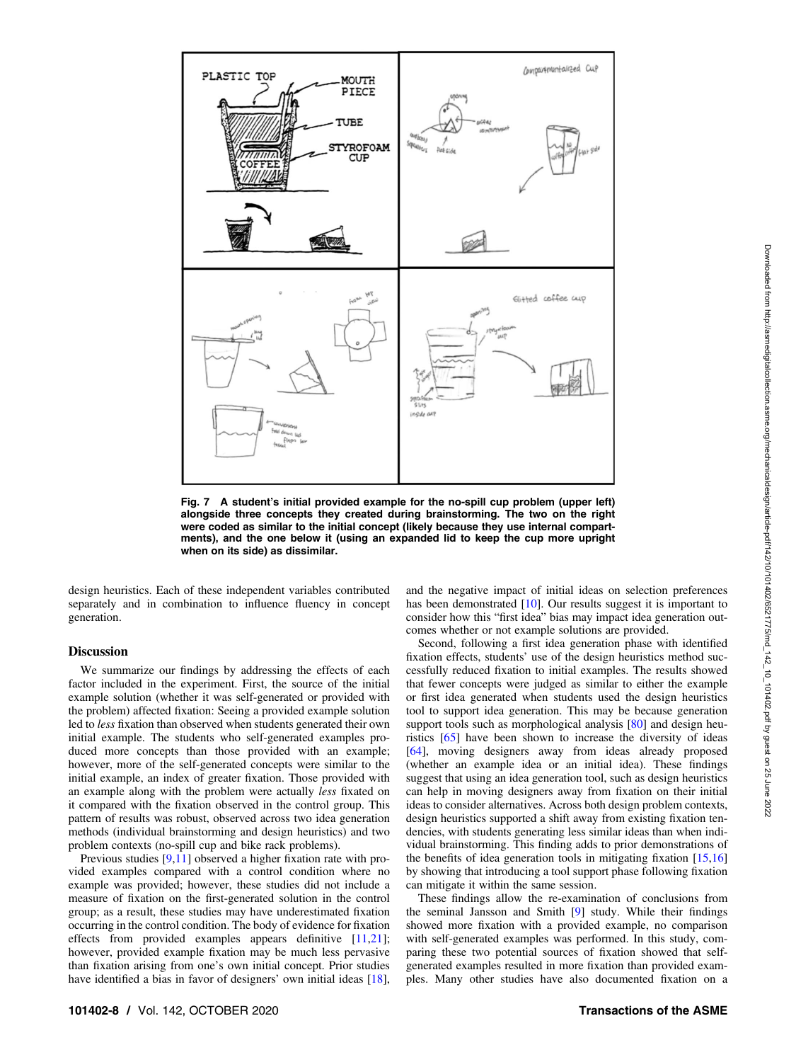Fig. 7 A student's initial provided example for the no-spill cup problem (upper left) alongside three concepts they created during brainstorming. The two on the right were coded as similar to the initial concept (likely because they use internal compartments), and the one below it (using an expanded lid to keep the cup more upright when on its side) as dissimilar.

design heuristics. Each of these independent variables contributed separately and in combination to influence fluency in concept generation.

## Discussion

We summarize our findings by addressing the effects of each factor included in the experiment. First, the source of the initial example solution (whether it was self-generated or provided with the problem) affected fixation: Seeing a provided example solution led to *less* fixation than observed when students generated their own initial example. The students who self-generated examples produced more concepts than those provided with an example; however, more of the self-generated concepts were similar to the initial example, an index of greater fixation. Those provided with an example along with the problem were actually *less* fixated on it compared with the fixation observed in the control group. This pattern of results was robust, observed across two idea generation methods (individual brainstorming and design heuristics) and two problem contexts (no-spill cup and bike rack problems).

Previous studies [9,11] observed a higher fixation rate with provided examples compared with a control condition where no example was provided; however, these studies did not include a measure of fixation on the first-generated solution in the control group; as a result, these studies may have underestimated fixation occurring in the control condition. The body of evidence for fixation effects from provided examples appears definitive [11,21]; however, provided example fixation may be much less pervasive than fixation arising from one's own initial concept. Prior studies have identified a bias in favor of designers' own initial ideas [18], and the negative impact of initial ideas on selection preferences has been demonstrated [10]. Our results suggest it is important to consider how this "first idea" bias may impact idea generation outcomes whether or not example solutions are provided.

Second, following a first idea generation phase with identified fixation effects, students' use of the design heuristics method successfully reduced fixation to initial examples. The results showed that fewer concepts were judged as similar to either the example or first idea generated when students used the design heuristics tool to support idea generation. This may be because generation support tools such as morphological analysis [80] and design heuristics [65] have been shown to increase the diversity of ideas [64], moving designers away from ideas already proposed (whether an example idea or an initial idea). These findings suggest that using an idea generation tool, such as design heuristics can help in moving designers away from fixation on their initial ideas to consider alternatives. Across both design problem contexts, design heuristics supported a shift away from existing fixation tendencies, with students generating less similar ideas than when individual brainstorming. This finding adds to prior demonstrations of the benefits of idea generation tools in mitigating fixation [15,16] by showing that introducing a tool support phase following fixation can mitigate it within the same session.

These findings allow the re-examination of conclusions from the seminal Jansson and Smith [9] study. While their findings showed more fixation with a provided example, no comparison with self-generated examples was performed. In this study, comparing these two potential sources of fixation showed that self-generated examples resulted in more fixation than provided examples. Many other studies have also documented fixation on a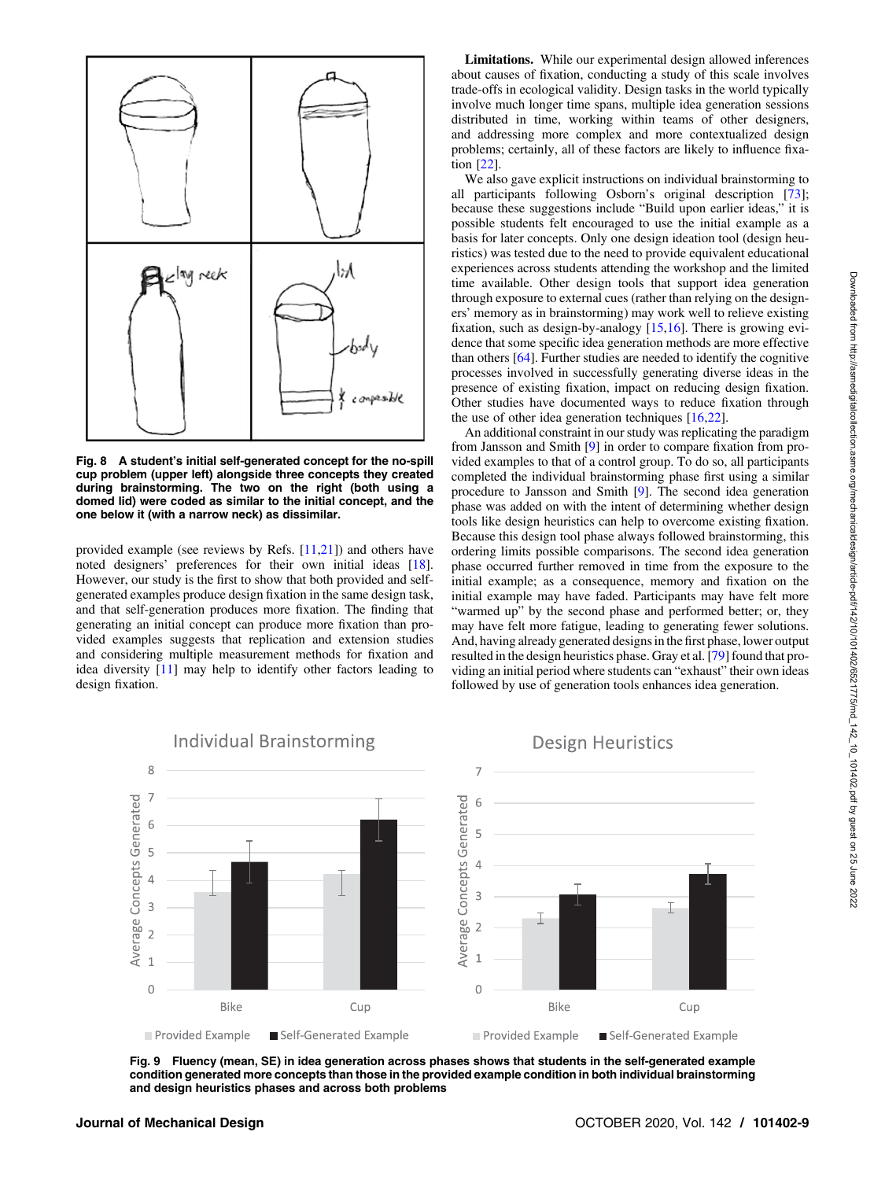Fig. 8 A student's initial self-generated concept for the no-spill cup problem (upper left) alongside three concepts they created during brainstorming. The two on the right (both using a domed lid) were coded as similar to the initial concept, and the one below it (with a narrow neck) as dissimilar.

provided example (see reviews by Refs. [11,21]) and others have noted designers' preferences for their own initial ideas [18]. However, our study is the first to show that both provided and self-generated examples produce design fixation in the same design task, and that self-generation produces more fixation. The finding that generating an initial concept can produce more fixation than provided examples suggests that replication and extension studies and considering multiple measurement methods for fixation and idea diversity [11] may help to identify other factors leading to design fixation.

**Limitations.** While our experimental design allowed inferences about causes of fixation, conducting a study of this scale involves trade-offs in ecological validity. Design tasks in the world typically involve much longer time spans, multiple idea generation sessions distributed in time, working within teams of other designers, and addressing more complex and more contextualized design problems; certainly, all of these factors are likely to influence fixation [22].

We also gave explicit instructions on individual brainstorming to all participants following Osborn's original description [73]; because these suggestions include "Build upon earlier ideas," it is possible students felt encouraged to use the initial example as a basis for later concepts. Only one design ideation tool (design heuristics) was tested due to the need to provide equivalent educational experiences across students attending the workshop and the limited time available. Other design tools that support idea generation through exposure to external cues (rather than relying on the designers' memory as in brainstorming) may work well to relieve existing fixation, such as design-by-analogy [15,16]. There is growing evidence that some specific idea generation methods are more effective than others [64]. Further studies are needed to identify the cognitive processes involved in successfully generating diverse ideas in the presence of existing fixation, impact on reducing design fixation. Other studies have documented ways to reduce fixation through the use of other idea generation techniques [16,22].

An additional constraint in our study was replicating the paradigm from Jansson and Smith [9] in order to compare fixation from provided examples to that of a control group. To do so, all participants completed the individual brainstorming phase first using a similar procedure to Jansson and Smith [9]. The second idea generation phase was added on with the intent of determining whether design tools like design heuristics can help to overcome existing fixation. Because this design tool phase always followed brainstorming, this ordering limits possible comparisons. The second idea generation phase occurred further removed in time from the exposure to the initial example; as a consequence, memory and fixation on the initial example may have faded. Participants may have felt more "warmed up" by the second phase and performed better; or, they may have felt more fatigue, leading to generating fewer solutions. And, having already generated designs in the first phase, lower output resulted in the design heuristics phase. Gray et al. [79] found that providing an initial period where students can "exhaust" their own ideas followed by use of generation tools enhances idea generation.

Fig. 9 Fluency (mean, SE) in idea generation across phases shows that students in the self-generated example condition generated more concepts than those in the provided example condition in both individual brainstorming and design heuristics phases and across both problems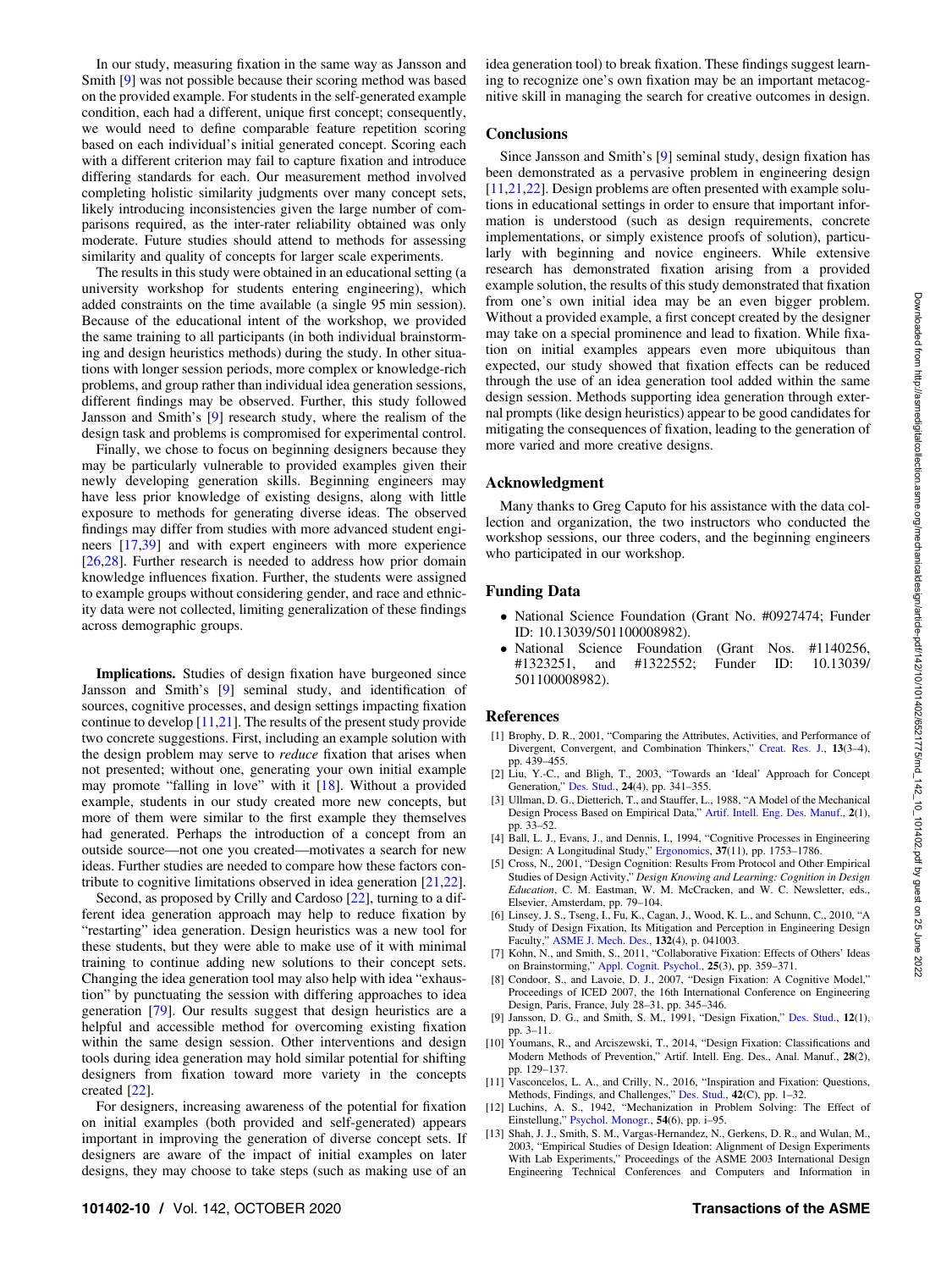In our study, measuring fixation in the same way as Jansson and Smith [9] was not possible because their scoring method was based on the provided example. For students in the self-generated example condition, each had a different, unique first concept; consequently, we would need to define comparable feature repetition scoring based on each individual's initial generated concept. Scoring each with a different criterion may fail to capture fixation and introduce differing standards for each. Our measurement method involved completing holistic similarity judgments over many concept sets, likely introducing inconsistencies given the large number of comparisons required, as the inter-rater reliability obtained was only moderate. Future studies should attend to methods for assessing similarity and quality of concepts for larger scale experiments.

The results in this study were obtained in an educational setting (a university workshop for students entering engineering), which added constraints on the time available (a single 95 min session). Because of the educational intent of the workshop, we provided the same training to all participants (in both individual brainstorming and design heuristics methods) during the study. In other situations with longer session periods, more complex or knowledge-rich problems, and group rather than individual idea generation sessions, different findings may be observed. Further, this study followed Jansson and Smith's [9] research study, where the realism of the design task and problems is compromised for experimental control.

Finally, we chose to focus on beginning designers because they may be particularly vulnerable to provided examples given their newly developing generation skills. Beginning engineers may have less prior knowledge of existing designs, along with little exposure to methods for generating diverse ideas. The observed findings may differ from studies with more advanced student engineers [17,39] and with expert engineers with more experience [26,28]. Further research is needed to address how prior domain knowledge influences fixation. Further, the students were assigned to example groups without considering gender, and race and ethnicity data were not collected, limiting generalization of these findings across demographic groups.

**Implications.** Studies of design fixation have burgeoned since Jansson and Smith's [9] seminal study, and identification of sources, cognitive processes, and design settings impacting fixation continue to develop [11,21]. The results of the present study provide two concrete suggestions. First, including an example solution with the design problem may serve to *reduce* fixation that arises when not presented; without one, generating your own initial example may promote "falling in love" with it [18]. Without a provided example, students in our study created more new concepts, but more of them were similar to the first example they themselves had generated. Perhaps the introduction of a concept from an outside source—not one you created—motivates a search for new ideas. Further studies are needed to compare how these factors contribute to cognitive limitations observed in idea generation [21,22].

Second, as proposed by Crilly and Cardoso [22], turning to a different idea generation approach may help to reduce fixation by "restarting" idea generation. Design heuristics was a new tool for these students, but they were able to make use of it with minimal training to continue adding new solutions to their concept sets. Changing the idea generation tool may also help with idea "exhaustion" by punctuating the session with differing approaches to idea generation [79]. Our results suggest that design heuristics are a helpful and accessible method for overcoming existing fixation within the same design session. Other interventions and design tools during idea generation may hold similar potential for shifting designers from fixation toward more variety in the concepts created [22].

For designers, increasing awareness of the potential for fixation on initial examples (both provided and self-generated) appears important in improving the generation of diverse concept sets. If designers are aware of the impact of initial examples on later designs, they may choose to take steps (such as making use of an idea generation tool) to break fixation. These findings suggest learning to recognize one's own fixation may be an important metacognitive skill in managing the search for creative outcomes in design.

## Conclusions

Since Jansson and Smith's [9] seminal study, design fixation has been demonstrated as a pervasive problem in engineering design [11,21,22]. Design problems are often presented with example solutions in educational settings in order to ensure that important information is understood (such as design requirements, concrete implementations, or simply existence proofs of solution), particularly with beginning and novice engineers. While extensive research has demonstrated fixation arising from a provided example solution, the results of this study demonstrated that fixation from one's own initial idea may be an even bigger problem. Without a provided example, a first concept created by the designer may take on a special prominence and lead to fixation. While fixation on initial examples appears even more ubiquitous than expected, our study showed that fixation effects can be reduced through the use of an idea generation tool added within the same design session. Methods supporting idea generation through external prompts (like design heuristics) appear to be good candidates for mitigating the consequences of fixation, leading to the generation of more varied and more creative designs.

## Acknowledgment

Many thanks to Greg Caputo for his assistance with the data collection and organization, the two instructors who conducted the workshop sessions, our three coders, and the beginning engineers who participated in our workshop.

## Funding Data

- National Science Foundation (Grant No. #0927474; Funder ID: 10.13039/501100008982).
- National Science Foundation (Grant Nos. #1140256, #1323251, and #1322552; Funder ID: 10.13039/501100008982).

## References

[1] Brophy, D. R., 2001, "Comparing the Attributes, Activities, and Performance of Divergent, Convergent, and Combination Thinkers," Creat. Res. J., **13**(3–4), pp. 439–455.

[2] Liu, Y.-C., and Bligh, T., 2003, "Towards an 'Ideal' Approach for Concept Generation," Des. Stud., **24**(4), pp. 341–355.

[3] Ullman, D. G., Dietterich, T., and Stauffer, L., 1988, "A Model of the Mechanical Design Process Based on Empirical Data," Artif. Intell. Eng. Des. Manuf., **2**(1), pp. 33–52.

[4] Ball, L. J., Evans, J., and Dennis, I., 1994, "Cognitive Processes in Engineering Design: A Longitudinal Study," Ergonomics, **37**(11), pp. 1753–1786.

[5] Cross, N., 2001, "Design Cognition: Results From Protocol and Other Empirical Studies of Design Activity," *Design Knowing and Learning: Cognition in Design Education*, C. M. Eastman, W. M. McCracken, and W. C. Newsletter, eds., Elsevier, Amsterdam, pp. 79–104.

[6] Linsey, J. S., Tseng, I., Fu, K., Cagan, J., Wood, K. L., and Schunn, C., 2010, "A Study of Design Fixation, Its Mitigation and Perception in Engineering Design Faculty," ASME J. Mech. Des., **132**(4), p. 041003.

[7] Kohn, N., and Smith, S., 2011, "Collaborative Fixation: Effects of Others' Ideas on Brainstorming," Appl. Cognit. Psychol., **25**(3), pp. 359–371.

[8] Condoor, S., and Lavoie, D. J., 2007, "Design Fixation: A Cognitive Model," Proceedings of ICED 2007, the 16th International Conference on Engineering Design, Paris, France, July 28–31, pp. 345–346.

[9] Jansson, D. G., and Smith, S. M., 1991, "Design Fixation," Des. Stud., **12**(1), pp. 3–11.

[10] Youmans, R., and Arciszewski, T., 2014, "Design Fixation: Classifications and Modern Methods of Prevention," Artif. Intell. Eng. Des., Anal. Manuf., **28**(2), pp. 129–137.

[11] Vasconcelos, L. A., and Crilly, N., 2016, "Inspiration and Fixation: Questions, Methods, Findings, and Challenges," Des. Stud., **42**(C), pp. 1–32.

[12] Luchins, A. S., 1942, "Mechanization in Problem Solving: The Effect of Einstellung," Psychol. Monogr., **54**(6), pp. i–95.

[13] Shah, J. J., Smith, S. M., Vargas-Hernandez, N., Gerkens, D. R., and Wulan, M., 2003, "Empirical Studies of Design Ideation: Alignment of Design Experiments With Lab Experiments," Proceedings of the ASME 2003 International Design Engineering Technical Conferences and Computers and Information in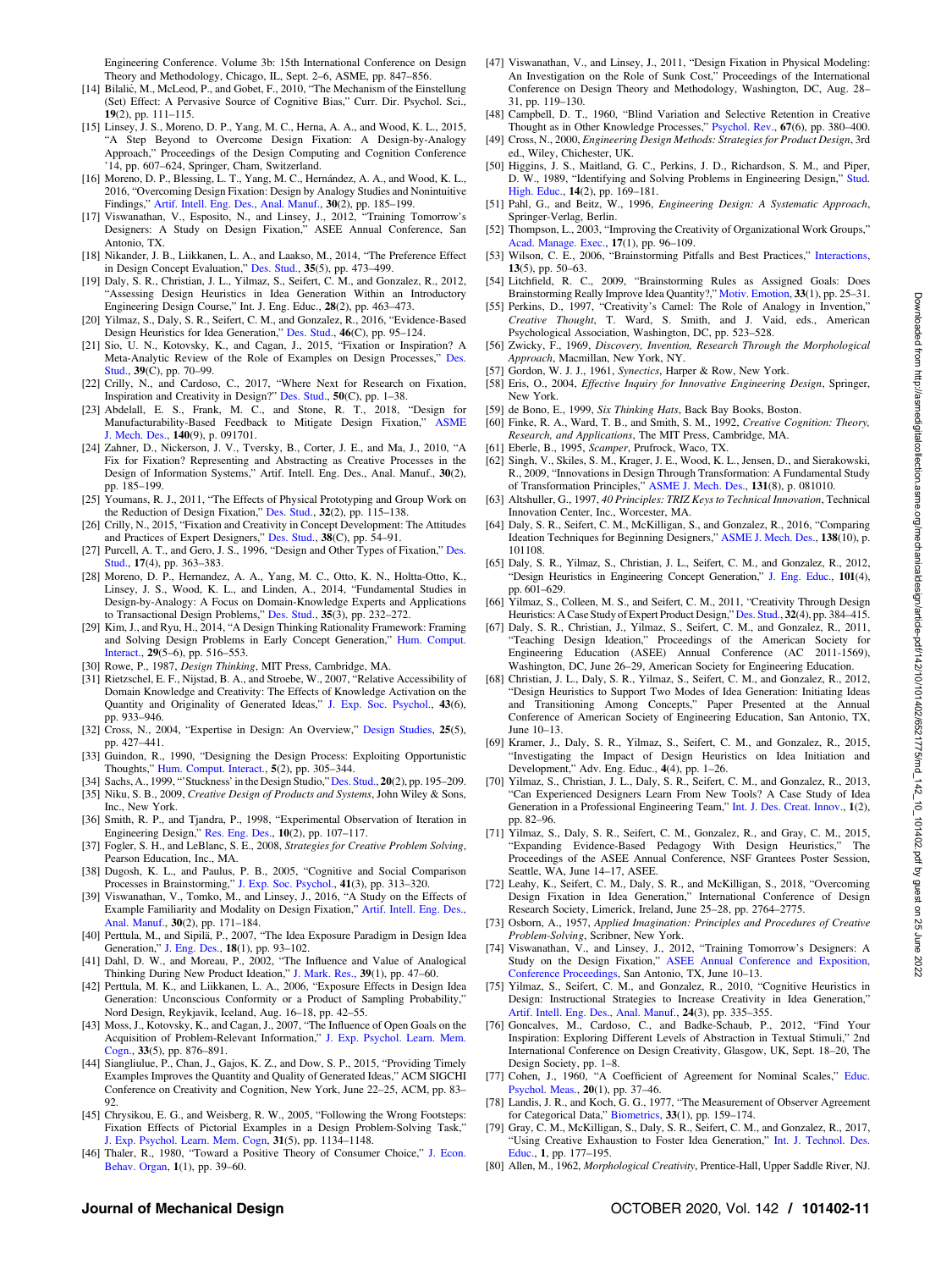Engineering Conference. Volume 3b: 15th International Conference on Design Theory and Methodology, Chicago, IL, Sept. 2–6, ASME, pp. 847–856.

[14] Bilalić, M., McLeod, P., and Gobet, F., 2010, "The Mechanism of the Einstellung (Set) Effect: A Pervasive Source of Cognitive Bias," Curr. Dir. Psychol. Sci., **19**(2), pp. 111–115.

[15] Linsey, J. S., Moreno, D. P., Yang, M. C., Herna, A. A., and Wood, K. L., 2015, "A Step Beyond to Overcome Design Fixation: A Design-by-Analogy Approach," Proceedings of the Design Computing and Cognition Conference '14, pp. 607–624, Springer, Cham, Switzerland.

[16] Moreno, D. P., Blessing, L. T., Yang, M. C., Hernández, A. A., and Wood, K. L., 2016, "Overcoming Design Fixation: Design by Analogy Studies and Nonintuitive Findings," Artif. Intell. Eng. Des., Anal. Manuf., **30**(2), pp. 185–199.

[17] Viswanathan, V., Esposito, N., and Linsey, J., 2012, "Training Tomorrow's Designers: A Study on Design Fixation," ASEE Annual Conference, San Antonio, TX.

[18] Nikander, J. B., Liikkanen, L. A., and Laakso, M., 2014, "The Preference Effect in Design Concept Evaluation," Des. Stud., **35**(5), pp. 473–499.

[19] Daly, S. R., Christian, J. L., Yilmaz, S., Seifert, C. M., and Gonzalez, R., 2012, "Assessing Design Heuristics in Idea Generation Within an Introductory Engineering Design Course," Int. J. Eng. Educ., **28**(2), pp. 463–473.

[20] Yilmaz, S., Daly, S. R., Seifert, C. M., and Gonzalez, R., 2016, "Evidence-Based Design Heuristics for Idea Generation," Des. Stud., **46**(C), pp. 95–124.

[21] Sio, U. N., Kotovsky, K., and Cagan, J., 2015, "Fixation or Inspiration? A Meta-Analytic Review of the Role of Examples on Design Processes," Des. Stud., **39**(C), pp. 70–99.

[22] Crilly, N., and Cardoso, C., 2017, "Where Next for Research on Fixation, Inspiration and Creativity in Design?" Des. Stud., **50**(C), pp. 1–38.

[23] Abdelall, E. S., Frank, M. C., and Stone, R. T., 2018, "Design for Manufacturability-Based Feedback to Mitigate Design Fixation," ASME J. Mech. Des., **140**(9), p. 091701.

[24] Zahner, D., Nickerson, J. V., Tversky, B., Corter, J. E., and Ma, J., 2010, "A Fix for Fixation? Representing and Abstracting as Creative Processes in the Design of Information Systems," Artif. Intell. Eng. Des., Anal. Manuf., **30**(2), pp. 185–199.

[25] Youmans, R. J., 2011, "The Effects of Physical Prototyping and Group Work on the Reduction of Design Fixation," Des. Stud., **32**(2), pp. 115–138.

[26] Crilly, N., 2015, "Fixation and Creativity in Concept Development: The Attitudes and Practices of Expert Designers," Des. Stud., **38**(C), pp. 54–91.

[27] Purcell, A. T., and Gero, J. S., 1996, "Design and Other Types of Fixation," Des. Stud., **17**(4), pp. 363–383.

[28] Moreno, D. P., Hernandez, A. A., Yang, M. C., Otto, K. N., Holtta-Otto, K., Linsey, J. S., Wood, K. L., and Linden, A., 2014, "Fundamental Studies in Design-by-Analogy: A Focus on Domain-Knowledge Experts and Applications to Transactional Design Problems," Des. Stud., **35**(3), pp. 232–272.

[29] Kim, J., and Ryu, H., 2014, "A Design Thinking Rationality Framework: Framing and Solving Design Problems in Early Concept Generation," Hum. Comput. Interact., **29**(5–6), pp. 516–553.

[30] Rowe, P., 1987, *Design Thinking*, MIT Press, Cambridge, MA.

[31] Rietzschel, E. F., Nijstad, B. A., and Stroebe, W., 2007, "Relative Accessibility of Domain Knowledge and Creativity: The Effects of Knowledge Activation on the Quantity and Originality of Generated Ideas," J. Exp. Soc. Psychol., **43**(6), pp. 933–946.

[32] Cross, N., 2004, "Expertise in Design: An Overview," Design Studies, **25**(5), pp. 427–441.

[33] Guindon, R., 1990, "Designing the Design Process: Exploiting Opportunistic Thoughts," Hum. Comput. Interact., **5**(2), pp. 305–344.

[34] Sachs, A., 1999, "'Stuckness' in the Design Studio," Des. Stud., **20**(2), pp. 195–209.

[35] Niku, S. B., 2009, *Creative Design of Products and Systems*, John Wiley & Sons, Inc., New York.

[36] Smith, R. P., and Tjandra, P., 1998, "Experimental Observation of Iteration in Engineering Design," Res. Eng. Des., **10**(2), pp. 107–117.

[37] Fogler, S. H., and LeBlanc, S. E., 2008, *Strategies for Creative Problem Solving*, Pearson Education, Inc., MA.

[38] Dugosh, K. L., and Paulus, P. B., 2005, "Cognitive and Social Comparison Processes in Brainstorming," J. Exp. Soc. Psychol., **41**(3), pp. 313–320.

[39] Viswanathan, V., Tomko, M., and Linsey, J., 2016, "A Study on the Effects of Example Familiarity and Modality on Design Fixation," Artif. Intell. Eng. Des., Anal. Manuf., **30**(2), pp. 171–184.

[40] Perttula, M., and Sipilä, P., 2007, "The Idea Exposure Paradigm in Design Idea Generation," J. Eng. Des., **18**(1), pp. 93–102.

[41] Dahl, D. W., and Moreau, P., 2002, "The Influence and Value of Analogical Thinking During New Product Ideation," J. Mark. Res., **39**(1), pp. 47–60.

[42] Perttula, M. K., and Liikkanen, L. A., 2006, "Exposure Effects in Design Idea Generation: Unconscious Conformity or a Product of Sampling Probability," Nord Design, Reykjavik, Iceland, Aug. 16–18, pp. 42–55.

[43] Moss, J., Kotovsky, K., and Cagan, J., 2007, "The Influence of Open Goals on the Acquisition of Problem-Relevant Information," J. Exp. Psychol. Learn. Mem. Cogn., **33**(5), pp. 876–891.

[44] Siangliulue, P., Chan, J., Gajos, K. Z., and Dow, S. P., 2015, "Providing Timely Examples Improves the Quantity and Quality of Generated Ideas," ACM SIGCHI Conference on Creativity and Cognition, New York, June 22–25, ACM, pp. 83–92.

[45] Chrysikou, E. G., and Weisberg, R. W., 2005, "Following the Wrong Footsteps: Fixation Effects of Pictorial Examples in a Design Problem-Solving Task," J. Exp. Psychol. Learn. Mem. Cogn, **31**(5), pp. 1134–1148.

[46] Thaler, R., 1980, "Toward a Positive Theory of Consumer Choice," J. Econ. Behav. Organ, **1**(1), pp. 39–60.

[47] Viswanathan, V., and Linsey, J., 2011, "Design Fixation in Physical Modeling: An Investigation on the Role of Sunk Cost," Proceedings of the International Conference on Design Theory and Methodology, Washington, DC, Aug. 28–31, pp. 119–130.

[48] Campbell, D. T., 1960, "Blind Variation and Selective Retention in Creative Thought as in Other Knowledge Processes," Psychol. Rev., **67**(6), pp. 380–400.

[49] Cross, N., 2000, *Engineering Design Methods: Strategies for Product Design*, 3rd ed., Wiley, Chichester, UK.

[50] Higgins, J. S., Maitland, G. C., Perkins, J. D., Richardson, S. M., and Piper, D. W., 1989, "Identifying and Solving Problems in Engineering Design," Stud. High. Educ., **14**(2), pp. 169–181.

[51] Pahl, G., and Beitz, W., 1996, *Engineering Design: A Systematic Approach*, Springer-Verlag, Berlin.

[52] Thompson, L., 2003, "Improving the Creativity of Organizational Work Groups," Acad. Manage. Exec., **17**(1), pp. 96–109.

[53] Wilson, C. E., 2006, "Brainstorming Pitfalls and Best Practices," Interactions, **13**(5), pp. 50–63.

[54] Litchfield, R. C., 2009, "Brainstorming Rules as Assigned Goals: Does Brainstorming Really Improve Idea Quantity?," Motiv. Emotion, **33**(1), pp. 25–31.

[55] Perkins, D., 1997, "Creativity's Camel: The Role of Analogy in Invention," *Creative Thought*, T. Ward, S. Smith, and J. Vaid, eds., American Psychological Association, Washington, DC, pp. 523–528.

[56] Zwicky, F., 1969, *Discovery, Invention, Research Through the Morphological Approach*, Macmillan, New York, NY.

[57] Gordon, W. J. J., 1961, *Synectics*, Harper & Row, New York.

[58] Eris, O., 2004, *Effective Inquiry for Innovative Engineering Design*, Springer, New York.

[59] de Bono, E., 1999, *Six Thinking Hats*, Back Bay Books, Boston.

[60] Finke, R. A., Ward, T. B., and Smith, S. M., 1992, *Creative Cognition: Theory, Research, and Applications*, The MIT Press, Cambridge, MA.

[61] Eberle, B., 1995, *Scamper*, Prufrock, Waco, TX.

[62] Singh, V., Skiles, S. M., Krager, J. E., Wood, K. L., Jensen, D., and Sierakowski, R., 2009, "Innovations in Design Through Transformation: A Fundamental Study of Transformation Principles," ASME J. Mech. Des., **131**(8), p. 081010.

[63] Altshuller, G., 1997, *40 Principles: TRIZ Keys to Technical Innovation*, Technical Innovation Center, Inc., Worcester, MA.

[64] Daly, S. R., Seifert, C. M., McKilligan, S., and Gonzalez, R., 2016, "Comparing Ideation Techniques for Beginning Designers," ASME J. Mech. Des., **138**(10), p. 101108.

[65] Daly, S. R., Yilmaz, S., Christian, J. L., Seifert, C. M., and Gonzalez, R., 2012, "Design Heuristics in Engineering Concept Generation," J. Eng. Educ., **101**(4), pp. 601–629.

[66] Yilmaz, S., Colleen, M. S., and Seifert, C. M., 2011, "Creativity Through Design Heuristics: A Case Study of Expert Product Design," Des. Stud., **32**(4), pp. 384–415.

[67] Daly, S. R., Christian, J., Yilmaz, S., Seifert, C. M., and Gonzalez, R., 2011, "Teaching Design Ideation," Proceedings of the American Society for Engineering Education (ASEE) Annual Conference (AC 2011-1569), Washington, DC, June 26–29, American Society for Engineering Education.

[68] Christian, J. L., Daly, S. R., Yilmaz, S., Seifert, C. M., and Gonzalez, R., 2012, "Design Heuristics to Support Two Modes of Idea Generation: Initiating Ideas and Transitioning Among Concepts," Paper Presented at the Annual Conference of American Society of Engineering Education, San Antonio, TX, June 10–13.

[69] Kramer, J., Daly, S. R., Yilmaz, S., Seifert, C. M., and Gonzalez, R., 2015, "Investigating the Impact of Design Heuristics on Idea Initiation and Development," Adv. Eng. Educ., **4**(4), pp. 1–26.

[70] Yilmaz, S., Christian, J. L., Daly, S. R., Seifert, C. M., and Gonzalez, R., 2013, "Can Experienced Designers Learn From New Tools? A Case Study of Idea Generation in a Professional Engineering Team," Int. J. Des. Creat. Innov., **1**(2), pp. 82–96.

[71] Yilmaz, S., Daly, S. R., Seifert, C. M., Gonzalez, R., and Gray, C. M., 2015, "Expanding Evidence-Based Pedagogy With Design Heuristics," The Proceedings of the ASEE Annual Conference, NSF Grantees Poster Session, Seattle, WA, June 14–17, ASEE.

[72] Leahy, K., Seifert, C. M., Daly, S. R., and McKilligan, S., 2018, "Overcoming Design Fixation in Idea Generation," International Conference of Design Research Society, Limerick, Ireland, June 25–28, pp. 2764–2775.

[73] Osborn, A., 1957, *Applied Imagination: Principles and Procedures of Creative Problem-Solving*, Scribner, New York.

[74] Viswanathan, V., and Linsey, J., 2012, "Training Tomorrow's Designers: A Study on the Design Fixation," ASEE Annual Conference and Exposition, Conference Proceedings, San Antonio, TX, June 10–13.

[75] Yilmaz, S., Seifert, C. M., and Gonzalez, R., 2010, "Cognitive Heuristics in Design: Instructional Strategies to Increase Creativity in Idea Generation," Artif. Intell. Eng. Des., Anal. Manuf., **24**(3), pp. 335–355.

[76] Goncalves, M., Cardoso, C., and Badke-Schaub, P., 2012, "Find Your Inspiration: Exploring Different Levels of Abstraction in Textual Stimuli," 2nd International Conference on Design Creativity, Glasgow, UK, Sept. 18–20, The Design Society, pp. 1–8.

[77] Cohen, J., 1960, "A Coefficient of Agreement for Nominal Scales," Educ. Psychol. Meas., **20**(1), pp. 37–46.

[78] Landis, J. R., and Koch, G. G., 1977, "The Measurement of Observer Agreement for Categorical Data," Biometrics, **33**(1), pp. 159–174.

[79] Gray, C. M., McKilligan, S., Daly, S. R., Seifert, C. M., and Gonzalez, R., 2017, "Using Creative Exhaustion to Foster Idea Generation," Int. J. Technol. Des. Educ., **1**, pp. 177–195.

[80] Allen, M., 1962, *Morphological Creativity*, Prentice-Hall, Upper Saddle River, NJ.